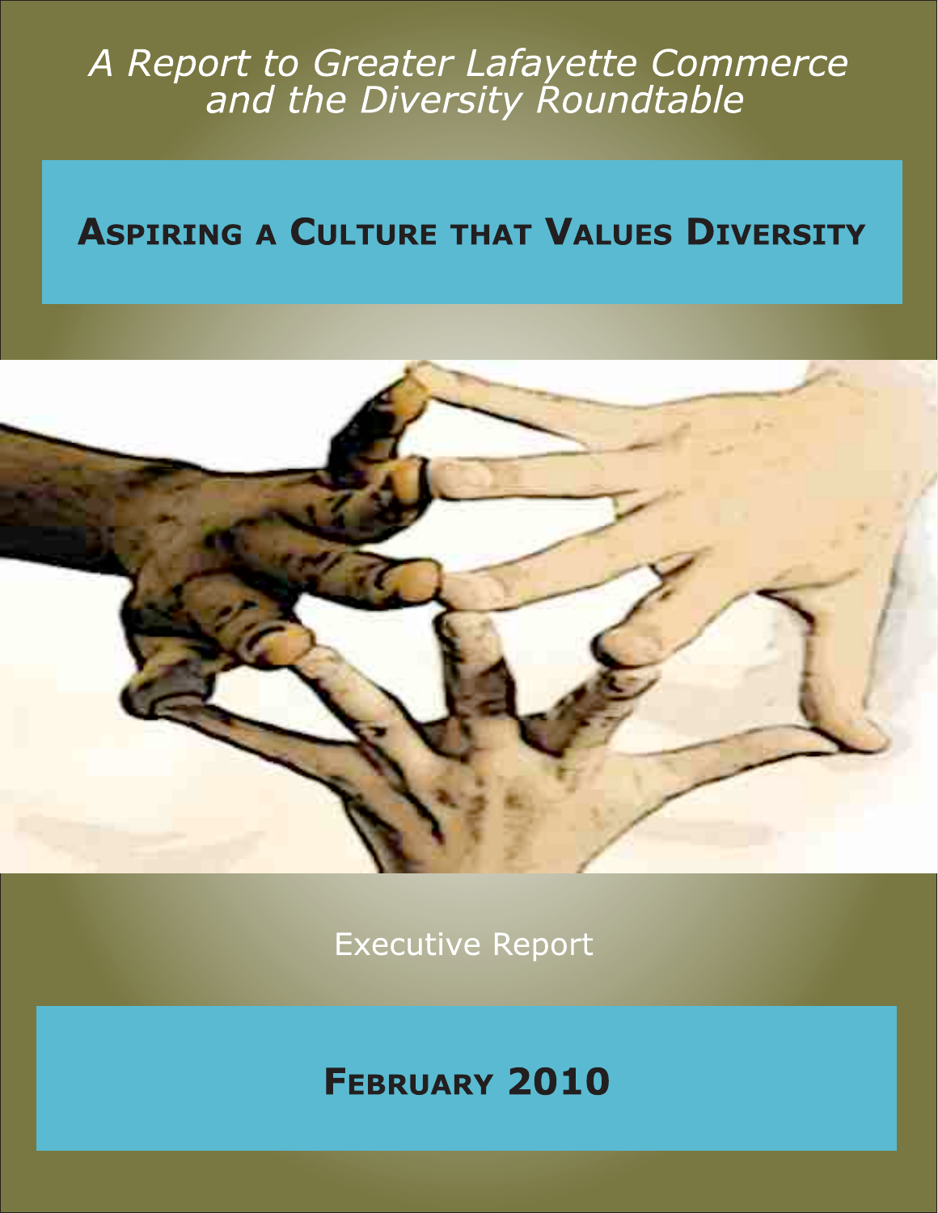*A Report to Greater Lafayette Commerce and the Diversity Roundtable*

# Aspiring a Culture that Values Diversity

Executive Report

## February 2010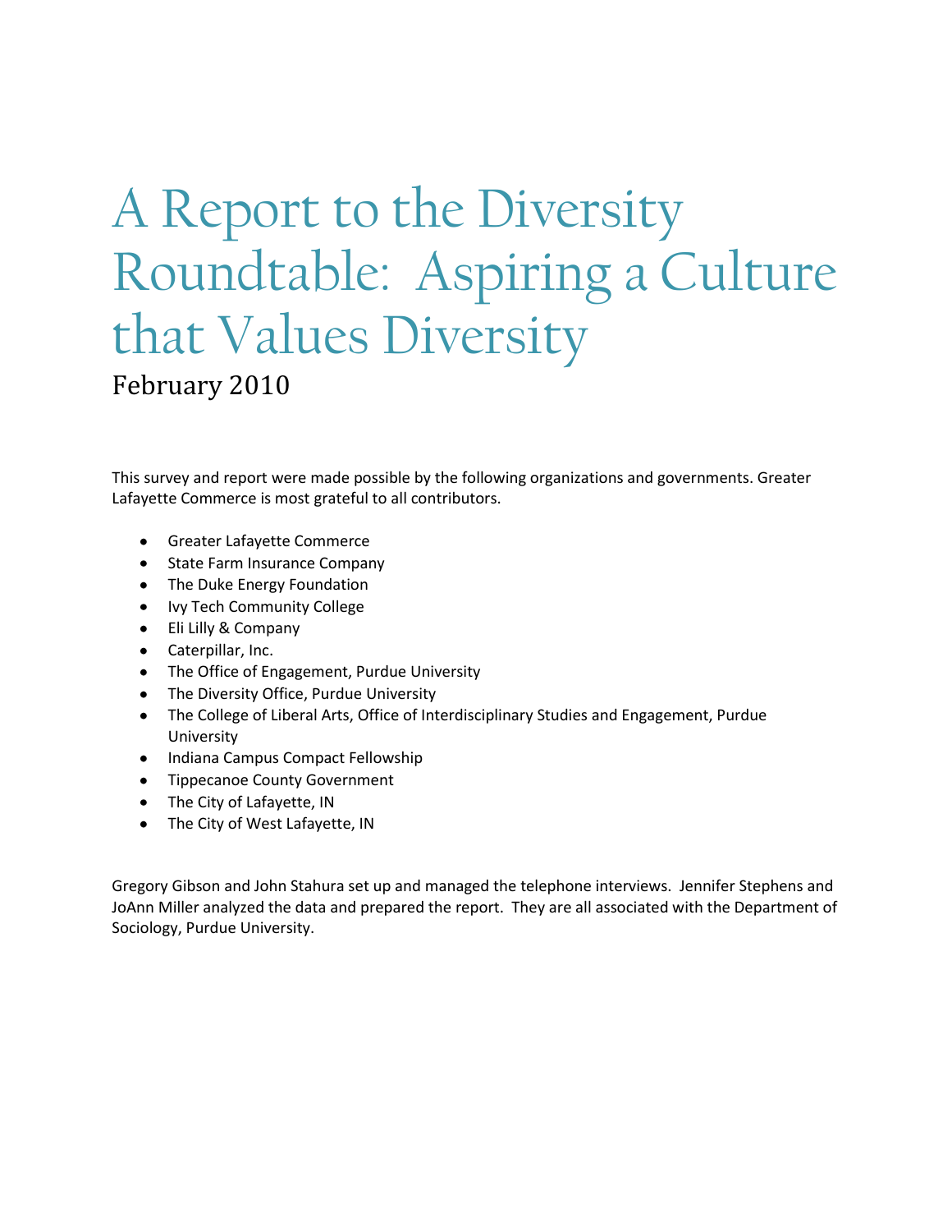# A Report to the Diversity Roundtable: Aspiring a Culture that Values Diversity

February 2010

This survey and report were made possible by the following organizations and governments. Greater Lafayette Commerce is most grateful to all contributors.

- Greater Lafayette Commerce
- State Farm Insurance Company
- The Duke Energy Foundation
- Ivy Tech Community College
- Eli Lilly & Company
- Caterpillar, Inc.
- The Office of Engagement, Purdue University
- The Diversity Office, Purdue University
- The College of Liberal Arts, Office of Interdisciplinary Studies and Engagement, Purdue University
- Indiana Campus Compact Fellowship
- Tippecanoe County Government
- The City of Lafayette, IN
- The City of West Lafayette, IN

Gregory Gibson and John Stahura set up and managed the telephone interviews. Jennifer Stephens and JoAnn Miller analyzed the data and prepared the report. They are all associated with the Department of Sociology, Purdue University.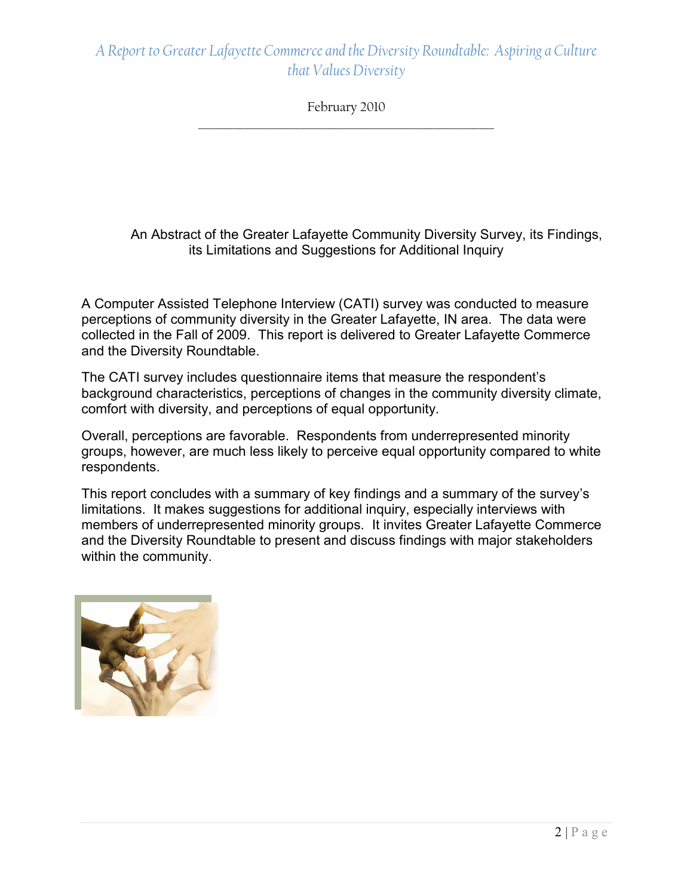*A Report to Greater Lafayette Commerce and the Diversity Roundtable: Aspiring a Culture that Values Diversity*

February 2010

---

## An Abstract of the Greater Lafayette Community Diversity Survey, its Findings, its Limitations and Suggestions for Additional Inquiry

A Computer Assisted Telephone Interview (CATI) survey was conducted to measure perceptions of community diversity in the Greater Lafayette, IN area. The data were collected in the Fall of 2009. This report is delivered to Greater Lafayette Commerce and the Diversity Roundtable.

The CATI survey includes questionnaire items that measure the respondent's background characteristics, perceptions of changes in the community diversity climate, comfort with diversity, and perceptions of equal opportunity.

Overall, perceptions are favorable. Respondents from underrepresented minority groups, however, are much less likely to perceive equal opportunity compared to white respondents.

This report concludes with a summary of key findings and a summary of the survey's limitations. It makes suggestions for additional inquiry, especially interviews with members of underrepresented minority groups. It invites Greater Lafayette Commerce and the Diversity Roundtable to present and discuss findings with major stakeholders within the community.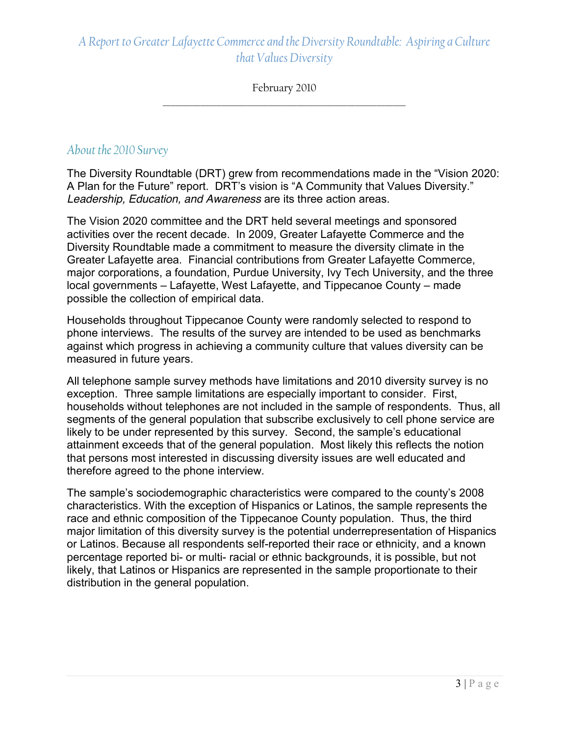## About the 2010 Survey

The Diversity Roundtable (DRT) grew from recommendations made in the "Vision 2020: A Plan for the Future" report. DRT's vision is "A Community that Values Diversity." *Leadership, Education, and Awareness* are its three action areas.

The Vision 2020 committee and the DRT held several meetings and sponsored activities over the recent decade. In 2009, Greater Lafayette Commerce and the Diversity Roundtable made a commitment to measure the diversity climate in the Greater Lafayette area. Financial contributions from Greater Lafayette Commerce, major corporations, a foundation, Purdue University, Ivy Tech University, and the three local governments – Lafayette, West Lafayette, and Tippecanoe County – made possible the collection of empirical data.

Households throughout Tippecanoe County were randomly selected to respond to phone interviews. The results of the survey are intended to be used as benchmarks against which progress in achieving a community culture that values diversity can be measured in future years.

All telephone sample survey methods have limitations and 2010 diversity survey is no exception. Three sample limitations are especially important to consider. First, households without telephones are not included in the sample of respondents. Thus, all segments of the general population that subscribe exclusively to cell phone service are likely to be under represented by this survey. Second, the sample's educational attainment exceeds that of the general population. Most likely this reflects the notion that persons most interested in discussing diversity issues are well educated and therefore agreed to the phone interview.

The sample's sociodemographic characteristics were compared to the county's 2008 characteristics. With the exception of Hispanics or Latinos, the sample represents the race and ethnic composition of the Tippecanoe County population. Thus, the third major limitation of this diversity survey is the potential underrepresentation of Hispanics or Latinos. Because all respondents self-reported their race or ethnicity, and a known percentage reported bi- or multi- racial or ethnic backgrounds, it is possible, but not likely, that Latinos or Hispanics are represented in the sample proportionate to their distribution in the general population.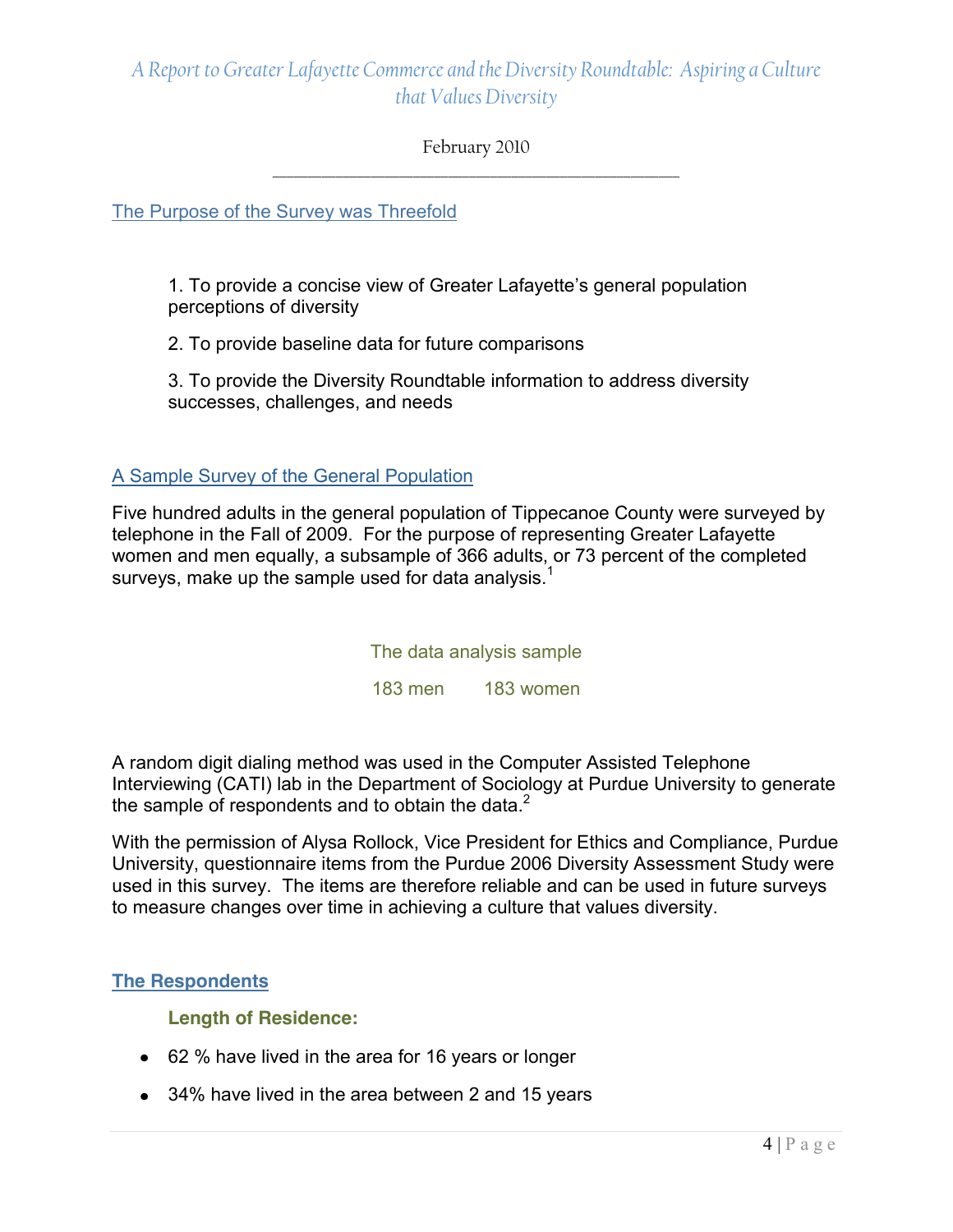*A Report to Greater Lafayette Commerce and the Diversity Roundtable: Aspiring a Culture that Values Diversity*

February 2010

---

## The Purpose of the Survey was Threefold

1. To provide a concise view of Greater Lafayette's general population perceptions of diversity

2. To provide baseline data for future comparisons

3. To provide the Diversity Roundtable information to address diversity successes, challenges, and needs

## A Sample Survey of the General Population

Five hundred adults in the general population of Tippecanoe County were surveyed by telephone in the Fall of 2009. For the purpose of representing Greater Lafayette women and men equally, a subsample of 366 adults, or 73 percent of the completed surveys, make up the sample used for data analysis.[1]

The data analysis sample

183 men    183 women

A random digit dialing method was used in the Computer Assisted Telephone Interviewing (CATI) lab in the Department of Sociology at Purdue University to generate the sample of respondents and to obtain the data.[2]

With the permission of Alysa Rollock, Vice President for Ethics and Compliance, Purdue University, questionnaire items from the Purdue 2006 Diversity Assessment Study were used in this survey. The items are therefore reliable and can be used in future surveys to measure changes over time in achieving a culture that values diversity.

## The Respondents

### Length of Residence:

- 62 % have lived in the area for 16 years or longer
- 34% have lived in the area between 2 and 15 years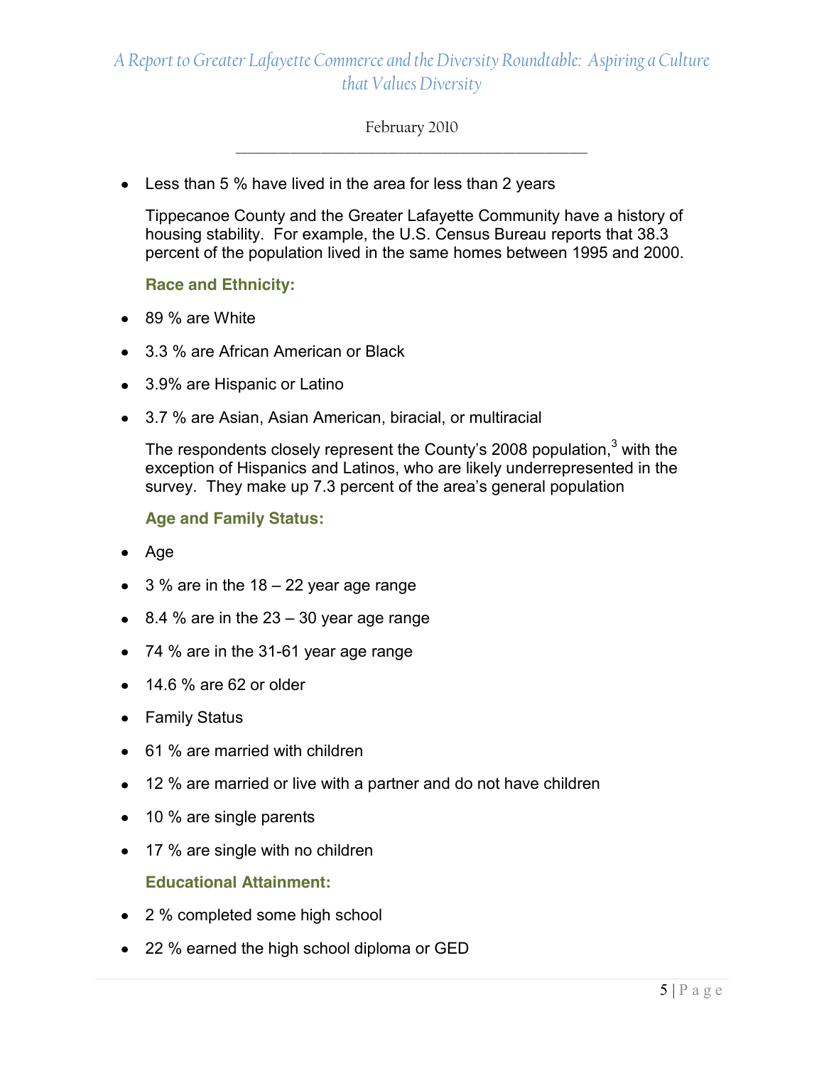- Less than 5 % have lived in the area for less than 2 years

Tippecanoe County and the Greater Lafayette Community have a history of housing stability. For example, the U.S. Census Bureau reports that 38.3 percent of the population lived in the same homes between 1995 and 2000.

**Race and Ethnicity:**

- 89 % are White
- 3.3 % are African American or Black
- 3.9% are Hispanic or Latino
- 3.7 % are Asian, Asian American, biracial, or multiracial

The respondents closely represent the County's 2008 population,[3] with the exception of Hispanics and Latinos, who are likely underrepresented in the survey. They make up 7.3 percent of the area's general population

**Age and Family Status:**

- Age
- 3 % are in the 18 – 22 year age range
- 8.4 % are in the 23 – 30 year age range
- 74 % are in the 31-61 year age range
- 14.6 % are 62 or older
- Family Status
- 61 % are married with children
- 12 % are married or live with a partner and do not have children
- 10 % are single parents
- 17 % are single with no children

**Educational Attainment:**

- 2 % completed some high school
- 22 % earned the high school diploma or GED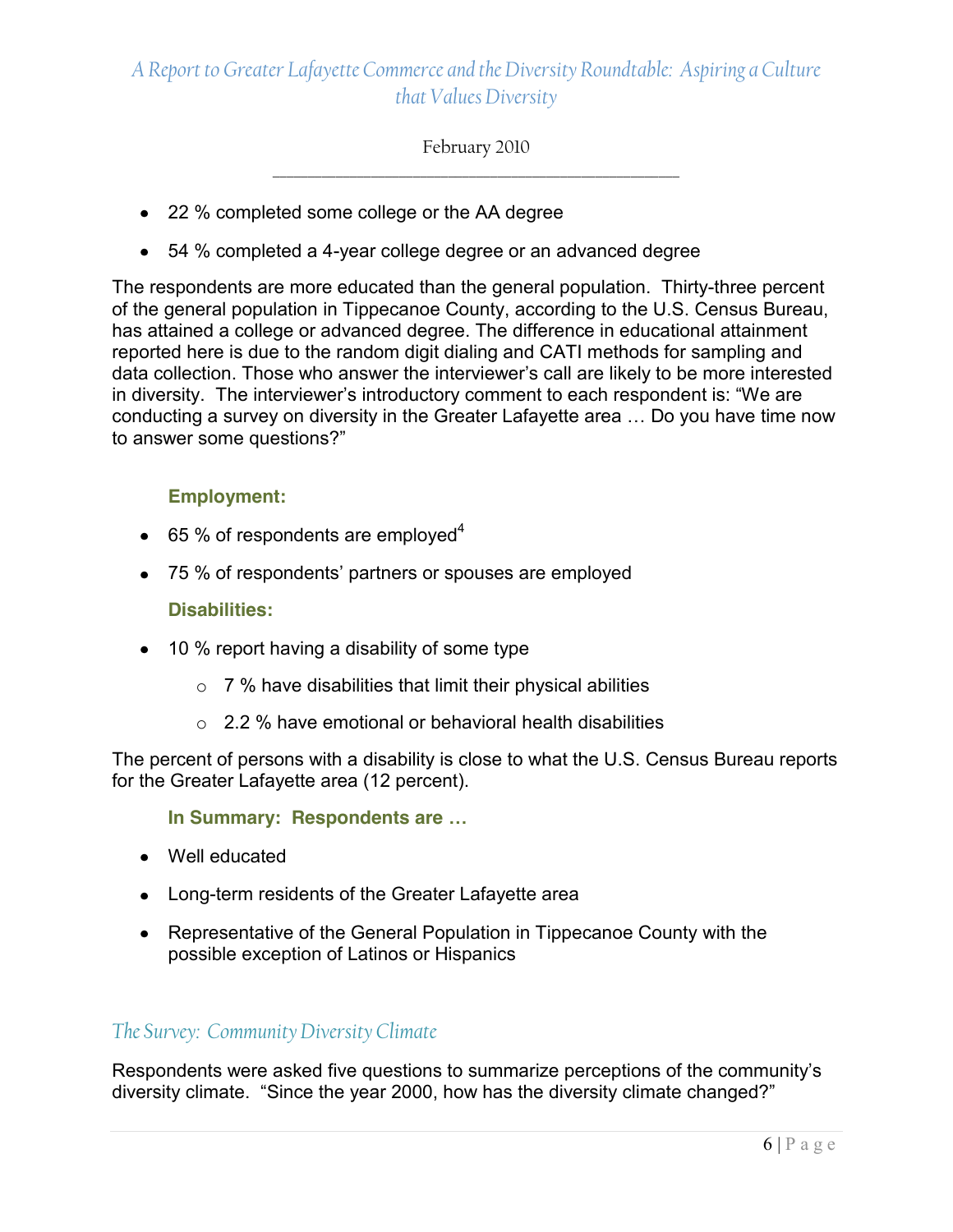- 22 % completed some college or the AA degree
- 54 % completed a 4-year college degree or an advanced degree

The respondents are more educated than the general population. Thirty-three percent of the general population in Tippecanoe County, according to the U.S. Census Bureau, has attained a college or advanced degree. The difference in educational attainment reported here is due to the random digit dialing and CATI methods for sampling and data collection. Those who answer the interviewer's call are likely to be more interested in diversity. The interviewer's introductory comment to each respondent is: "We are conducting a survey on diversity in the Greater Lafayette area … Do you have time now to answer some questions?"

**Employment:**

- 65 % of respondents are employed[4]
- 75 % of respondents' partners or spouses are employed

**Disabilities:**

- 10 % report having a disability of some type
    - 7 % have disabilities that limit their physical abilities
    - 2.2 % have emotional or behavioral health disabilities

The percent of persons with a disability is close to what the U.S. Census Bureau reports for the Greater Lafayette area (12 percent).

**In Summary: Respondents are …**

- Well educated
- Long-term residents of the Greater Lafayette area
- Representative of the General Population in Tippecanoe County with the possible exception of Latinos or Hispanics

## *The Survey: Community Diversity Climate*

Respondents were asked five questions to summarize perceptions of the community's diversity climate. "Since the year 2000, how has the diversity climate changed?"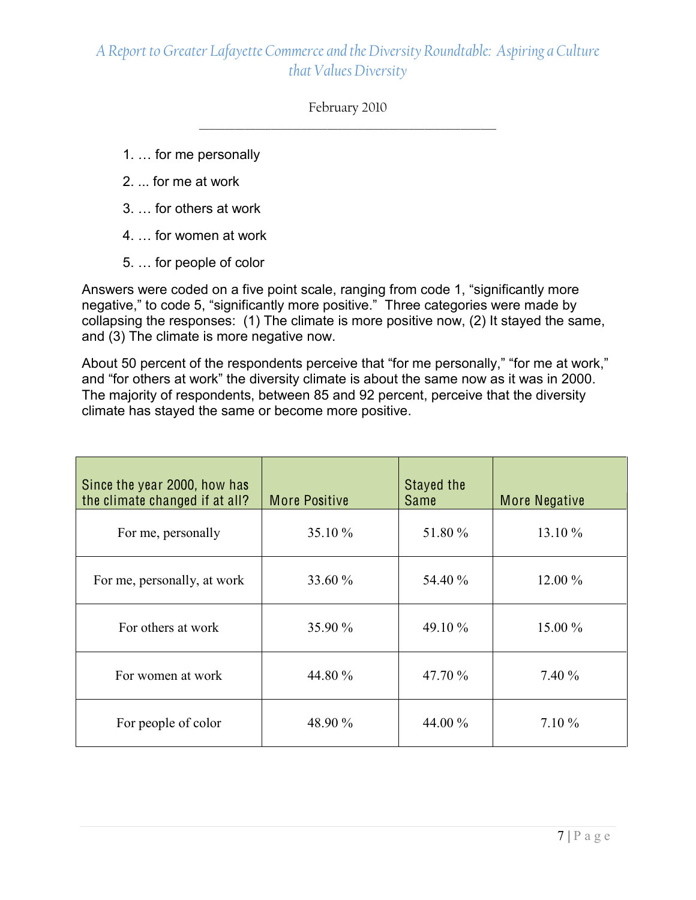1. … for me personally
2. ... for me at work
3. … for others at work
4. … for women at work
5. … for people of color

Answers were coded on a five point scale, ranging from code 1, "significantly more negative," to code 5, "significantly more positive." Three categories were made by collapsing the responses: (1) The climate is more positive now, (2) It stayed the same, and (3) The climate is more negative now.

About 50 percent of the respondents perceive that "for me personally," "for me at work," and "for others at work" the diversity climate is about the same now as it was in 2000. The majority of respondents, between 85 and 92 percent, perceive that the diversity climate has stayed the same or become more positive.

| Since the year 2000, how has the climate changed if at all? | More Positive | Stayed the Same | More Negative |
|---|---|---|---|
| For me, personally | 35.10 % | 51.80 % | 13.10 % |
| For me, personally, at work | 33.60 % | 54.40 % | 12.00 % |
| For others at work | 35.90 % | 49.10 % | 15.00 % |
| For women at work | 44.80 % | 47.70 % | 7.40 % |
| For people of color | 48.90 % | 44.00 % | 7.10 % |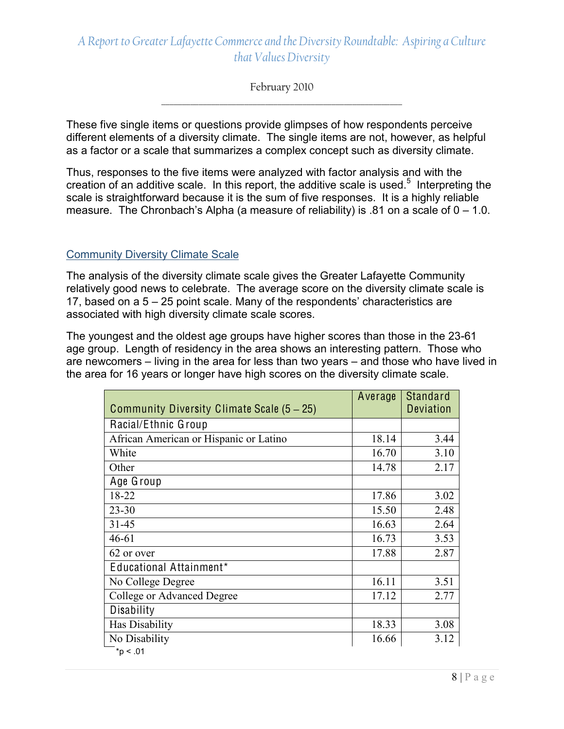These five single items or questions provide glimpses of how respondents perceive different elements of a diversity climate. The single items are not, however, as helpful as a factor or a scale that summarizes a complex concept such as diversity climate.

Thus, responses to the five items were analyzed with factor analysis and with the creation of an additive scale. In this report, the additive scale is used.[5] Interpreting the scale is straightforward because it is the sum of five responses. It is a highly reliable measure. The Chronbach's Alpha (a measure of reliability) is .81 on a scale of 0 – 1.0.

## Community Diversity Climate Scale

The analysis of the diversity climate scale gives the Greater Lafayette Community relatively good news to celebrate. The average score on the diversity climate scale is 17, based on a 5 – 25 point scale. Many of the respondents' characteristics are associated with high diversity climate scale scores.

The youngest and the oldest age groups have higher scores than those in the 23-61 age group. Length of residency in the area shows an interesting pattern. Those who are newcomers – living in the area for less than two years – and those who have lived in the area for 16 years or longer have high scores on the diversity climate scale.

| Community Diversity Climate Scale (5 – 25) | Average | Standard Deviation |
|---|---|---|
| Racial/Ethnic Group | | |
| African American or Hispanic or Latino | 18.14 | 3.44 |
| White | 16.70 | 3.10 |
| Other | 14.78 | 2.17 |
| Age Group | | |
| 18-22 | 17.86 | 3.02 |
| 23-30 | 15.50 | 2.48 |
| 31-45 | 16.63 | 2.64 |
| 46-61 | 16.73 | 3.53 |
| 62 or over | 17.88 | 2.87 |
| Educational Attainment* | | |
| No College Degree | 16.11 | 3.51 |
| College or Advanced Degree | 17.12 | 2.77 |
| Disability | | |
| Has Disability | 18.33 | 3.08 |
| No Disability | 16.66 | 3.12 |

*$p < .01$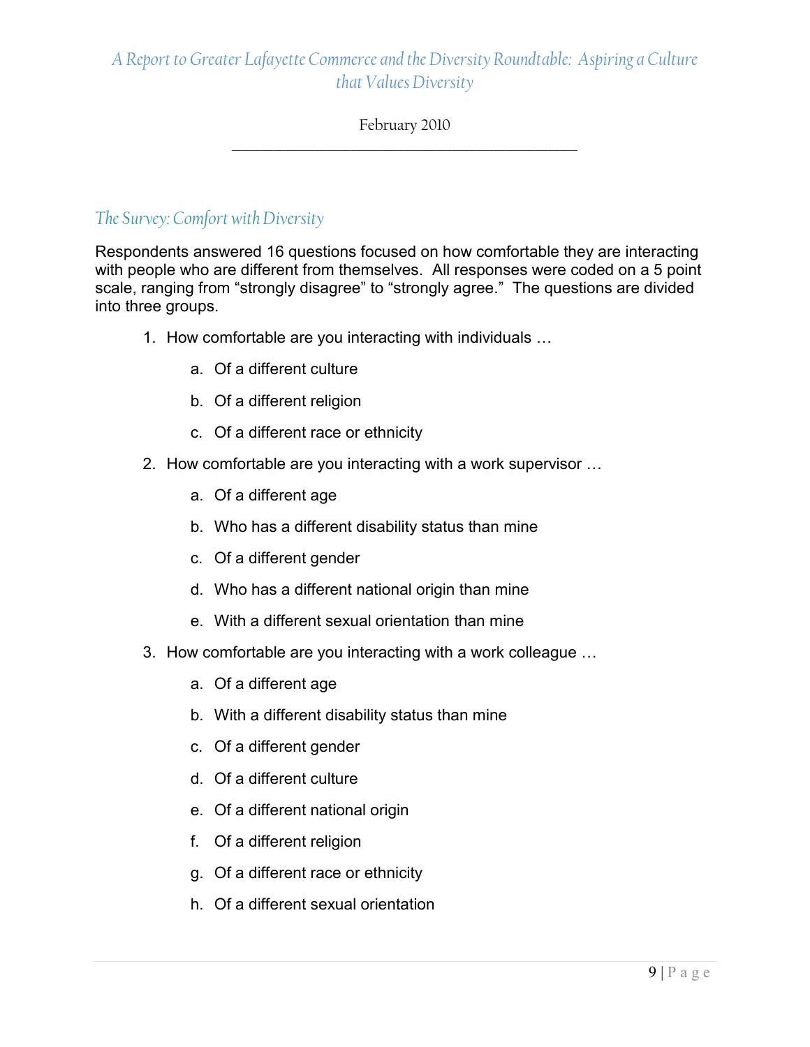## The Survey: Comfort with Diversity

Respondents answered 16 questions focused on how comfortable they are interacting with people who are different from themselves. All responses were coded on a 5 point scale, ranging from "strongly disagree" to "strongly agree." The questions are divided into three groups.

1. How comfortable are you interacting with individuals …
    a. Of a different culture
    b. Of a different religion
    c. Of a different race or ethnicity
2. How comfortable are you interacting with a work supervisor …
    a. Of a different age
    b. Who has a different disability status than mine
    c. Of a different gender
    d. Who has a different national origin than mine
    e. With a different sexual orientation than mine
3. How comfortable are you interacting with a work colleague …
    a. Of a different age
    b. With a different disability status than mine
    c. Of a different gender
    d. Of a different culture
    e. Of a different national origin
    f. Of a different religion
    g. Of a different race or ethnicity
    h. Of a different sexual orientation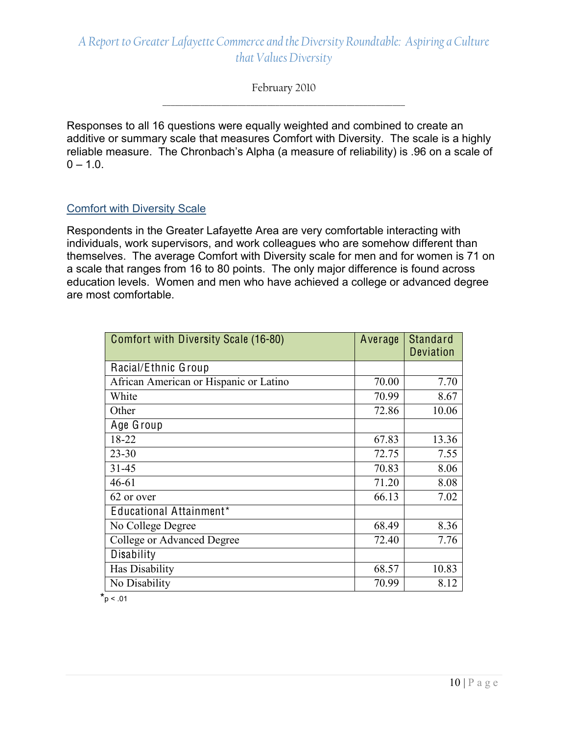Responses to all 16 questions were equally weighted and combined to create an additive or summary scale that measures Comfort with Diversity. The scale is a highly reliable measure. The Chronbach's Alpha (a measure of reliability) is .96 on a scale of 0 – 1.0.

## Comfort with Diversity Scale

Respondents in the Greater Lafayette Area are very comfortable interacting with individuals, work supervisors, and work colleagues who are somehow different than themselves. The average Comfort with Diversity scale for men and for women is 71 on a scale that ranges from 16 to 80 points. The only major difference is found across education levels. Women and men who have achieved a college or advanced degree are most comfortable.

| Comfort with Diversity Scale (16-80) | Average | Standard Deviation |
|---|---|---|
| Racial/Ethnic Group | | |
| African American or Hispanic or Latino | 70.00 | 7.70 |
| White | 70.99 | 8.67 |
| Other | 72.86 | 10.06 |
| Age Group | | |
| 18-22 | 67.83 | 13.36 |
| 23-30 | 72.75 | 7.55 |
| 31-45 | 70.83 | 8.06 |
| 46-61 | 71.20 | 8.08 |
| 62 or over | 66.13 | 7.02 |
| Educational Attainment* | | |
| No College Degree | 68.49 | 8.36 |
| College or Advanced Degree | 72.40 | 7.76 |
| Disability | | |
| Has Disability | 68.57 | 10.83 |
| No Disability | 70.99 | 8.12 |

*$p < .01$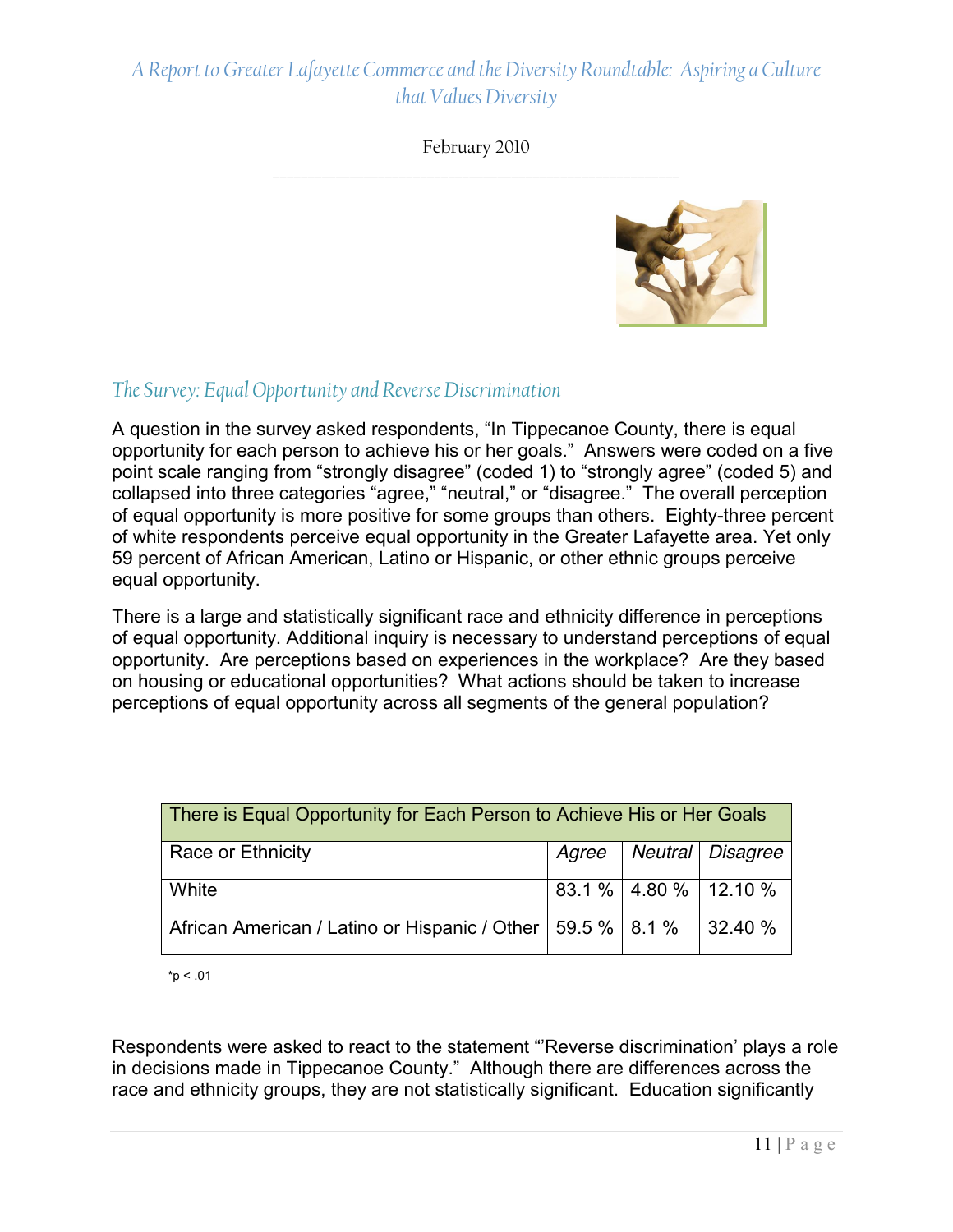## The Survey: Equal Opportunity and Reverse Discrimination

A question in the survey asked respondents, "In Tippecanoe County, there is equal opportunity for each person to achieve his or her goals." Answers were coded on a five point scale ranging from "strongly disagree" (coded 1) to "strongly agree" (coded 5) and collapsed into three categories "agree," "neutral," or "disagree." The overall perception of equal opportunity is more positive for some groups than others. Eighty-three percent of white respondents perceive equal opportunity in the Greater Lafayette area. Yet only 59 percent of African American, Latino or Hispanic, or other ethnic groups perceive equal opportunity.

There is a large and statistically significant race and ethnicity difference in perceptions of equal opportunity. Additional inquiry is necessary to understand perceptions of equal opportunity. Are perceptions based on experiences in the workplace? Are they based on housing or educational opportunities? What actions should be taken to increase perceptions of equal opportunity across all segments of the general population?

| There is Equal Opportunity for Each Person to Achieve His or Her Goals | | | |
|---|---|---|---|
| Race or Ethnicity | *Agree* | *Neutral* | *Disagree* |
| White | 83.1 % | 4.80 % | 12.10 % |
| African American / Latino or Hispanic / Other | 59.5 % | 8.1 % | 32.40 % |

*$p < .01$

Respondents were asked to react to the statement "'Reverse discrimination' plays a role in decisions made in Tippecanoe County." Although there are differences across the race and ethnicity groups, they are not statistically significant. Education significantly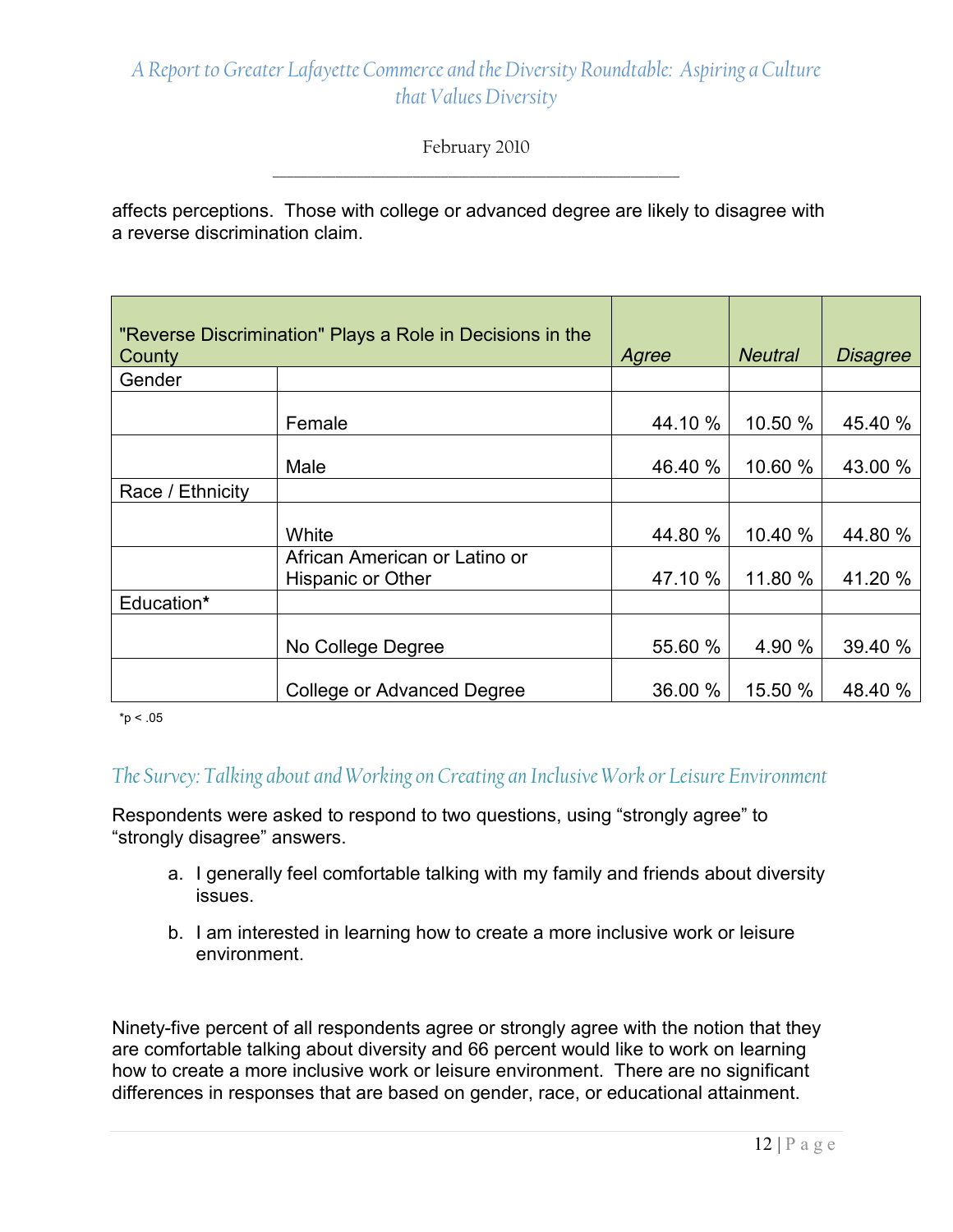affects perceptions. Those with college or advanced degree are likely to disagree with a reverse discrimination claim.

| "Reverse Discrimination" Plays a Role in Decisions in the County | | *Agree* | *Neutral* | *Disagree* |
|---|---|---|---|---|
| Gender | | | | |
| | Female | 44.10 % | 10.50 % | 45.40 % |
| | Male | 46.40 % | 10.60 % | 43.00 % |
| Race / Ethnicity | | | | |
| | White | 44.80 % | 10.40 % | 44.80 % |
| | African American or Latino or Hispanic or Other | 47.10 % | 11.80 % | 41.20 % |
| Education* | | | | |
| | No College Degree | 55.60 % | 4.90 % | 39.40 % |
| | College or Advanced Degree | 36.00 % | 15.50 % | 48.40 % |

*$p < .05$

## *The Survey: Talking about and Working on Creating an Inclusive Work or Leisure Environment*

Respondents were asked to respond to two questions, using "strongly agree" to "strongly disagree" answers.

a. I generally feel comfortable talking with my family and friends about diversity issues.

b. I am interested in learning how to create a more inclusive work or leisure environment.

Ninety-five percent of all respondents agree or strongly agree with the notion that they are comfortable talking about diversity and 66 percent would like to work on learning how to create a more inclusive work or leisure environment. There are no significant differences in responses that are based on gender, race, or educational attainment.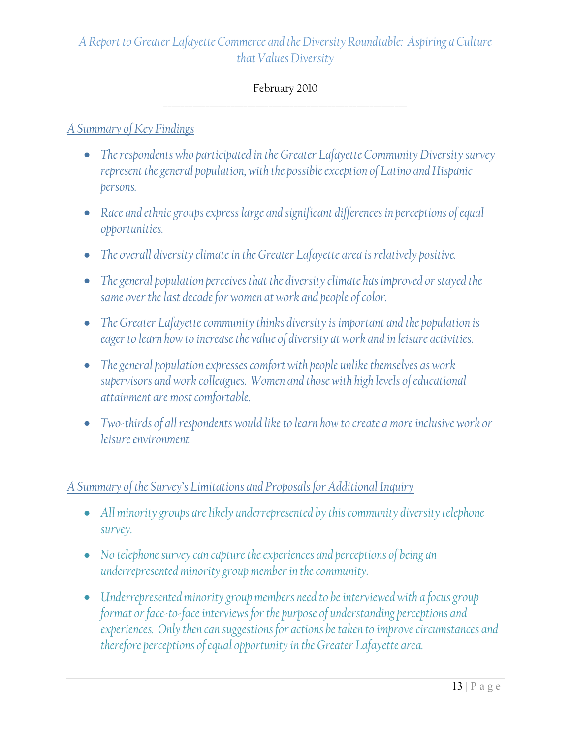*A Report to Greater Lafayette Commerce and the Diversity Roundtable: Aspiring a Culture that Values Diversity*

February 2010

---

## *A Summary of Key Findings*

- *The respondents who participated in the Greater Lafayette Community Diversity survey represent the general population, with the possible exception of Latino and Hispanic persons.*
- *Race and ethnic groups express large and significant differences in perceptions of equal opportunities.*
- *The overall diversity climate in the Greater Lafayette area is relatively positive.*
- *The general population perceives that the diversity climate has improved or stayed the same over the last decade for women at work and people of color.*
- *The Greater Lafayette community thinks diversity is important and the population is eager to learn how to increase the value of diversity at work and in leisure activities.*
- *The general population expresses comfort with people unlike themselves as work supervisors and work colleagues. Women and those with high levels of educational attainment are most comfortable.*
- *Two-thirds of all respondents would like to learn how to create a more inclusive work or leisure environment.*

## *A Summary of the Survey's Limitations and Proposals for Additional Inquiry*

- *All minority groups are likely underrepresented by this community diversity telephone survey.*
- *No telephone survey can capture the experiences and perceptions of being an underrepresented minority group member in the community.*
- *Underrepresented minority group members need to be interviewed with a focus group format or face-to-face interviews for the purpose of understanding perceptions and experiences. Only then can suggestions for actions be taken to improve circumstances and therefore perceptions of equal opportunity in the Greater Lafayette area.*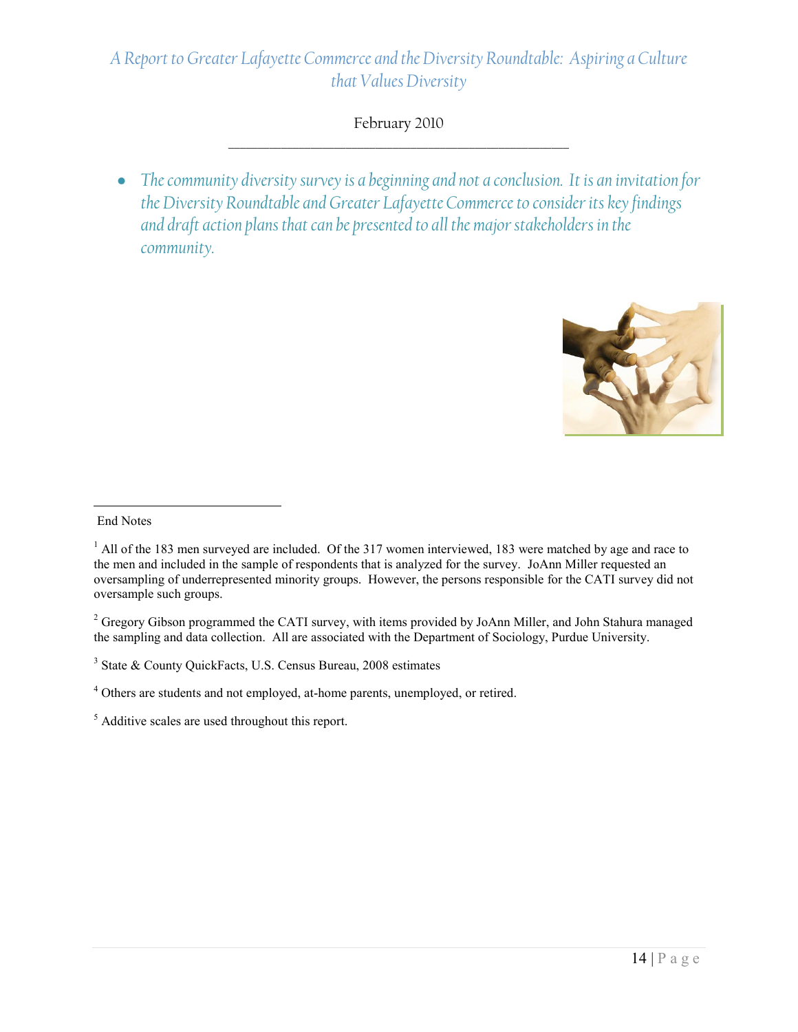- *The community diversity survey is a beginning and not a conclusion. It is an invitation for the Diversity Roundtable and Greater Lafayette Commerce to consider its key findings and draft action plans that can be presented to all the major stakeholders in the community.*

---

End Notes

[1] All of the 183 men surveyed are included. Of the 317 women interviewed, 183 were matched by age and race to the men and included in the sample of respondents that is analyzed for the survey. JoAnn Miller requested an oversampling of underrepresented minority groups. However, the persons responsible for the CATI survey did not oversample such groups.

[2] Gregory Gibson programmed the CATI survey, with items provided by JoAnn Miller, and John Stahura managed the sampling and data collection. All are associated with the Department of Sociology, Purdue University.

[3] State & County QuickFacts, U.S. Census Bureau, 2008 estimates

[4] Others are students and not employed, at-home parents, unemployed, or retired.

[5] Additive scales are used throughout this report.